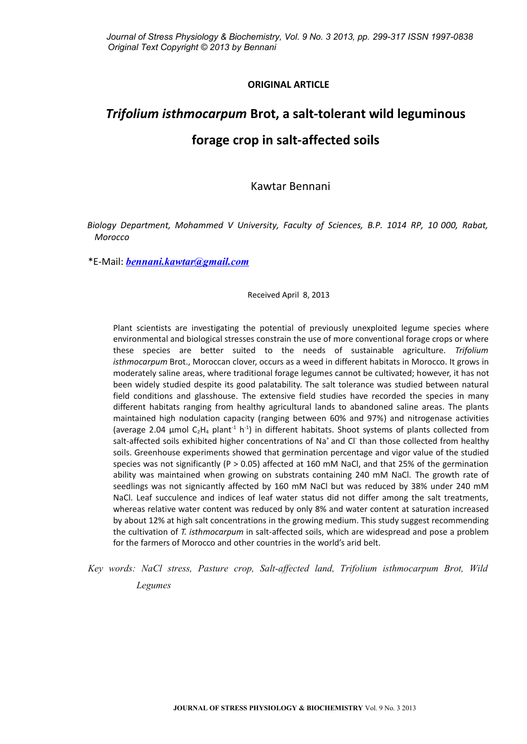**ORIGINAL ARTICLE**

# *Trifolium isthmocarpum* Brot, a salt-tolerant wild leguminous forage crop in salt-affected soils

Kawtar Bennani

*Biology Department, Mohammed V University, Faculty of Sciences, B.P. 1014 RP, 10 000, Rabat, Morocco*

*E-Mail: ***bennani.kawtar@gmail.com***

Received April 8, 2013

Plant scientists are investigating the potential of previously unexploited legume species where environmental and biological stresses constrain the use of more conventional forage crops or where these species are better suited to the needs of sustainable agriculture. *Trifolium isthmocarpum* Brot., Moroccan clover, occurs as a weed in different habitats in Morocco. It grows in moderately saline areas, where traditional forage legumes cannot be cultivated; however, it has not been widely studied despite its good palatability. The salt tolerance was studied between natural field conditions and glasshouse. The extensive field studies have recorded the species in many different habitats ranging from healthy agricultural lands to abandoned saline areas. The plants maintained high nodulation capacity (ranging between 60% and 97%) and nitrogenase activities (average 2.04 µmol $C_2H_4$ plant$^{-1}$ h$^{-1}$) in different habitats. Shoot systems of plants collected from salt-affected soils exhibited higher concentrations of $Na^+$ and $Cl^-$ than those collected from healthy soils. Greenhouse experiments showed that germination percentage and vigor value of the studied species was not significantly ($P > 0.05$) affected at 160 mM NaCl, and that 25% of the germination ability was maintained when growing on substrats containing 240 mM NaCl. The growth rate of seedlings was not signicantly affected by 160 mM NaCl but was reduced by 38% under 240 mM NaCl. Leaf succulence and indices of leaf water status did not differ among the salt treatments, whereas relative water content was reduced by only 8% and water content at saturation increased by about 12% at high salt concentrations in the growing medium. This study suggest recommending the cultivation of *T. isthmocarpum* in salt-affected soils, which are widespread and pose a problem for the farmers of Morocco and other countries in the world's arid belt.

*Key words: NaCl stress, Pasture crop, Salt-affected land, Trifolium isthmocarpum Brot, Wild Legumes*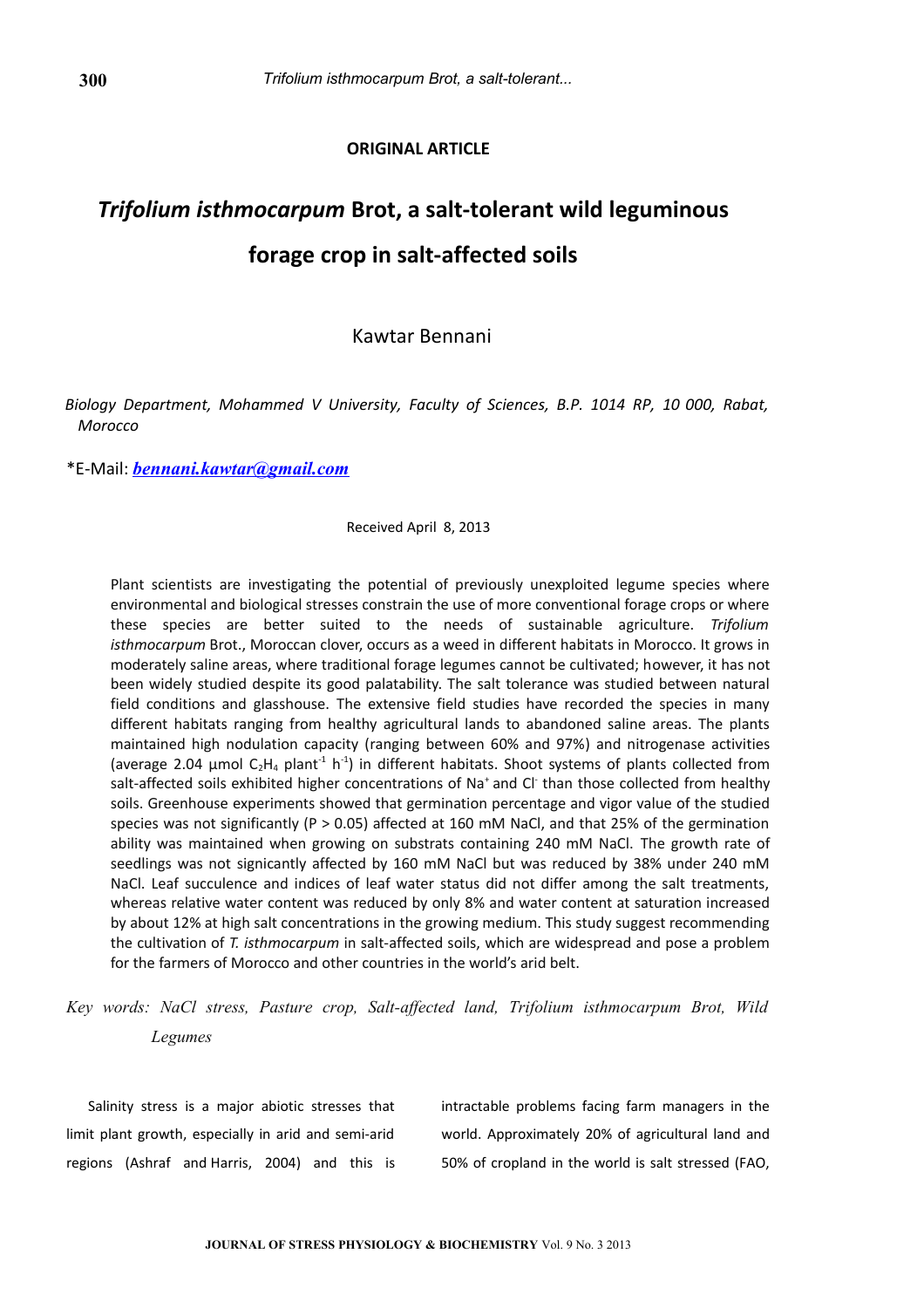**ORIGINAL ARTICLE**

# *Trifolium isthmocarpum* Brot, a salt-tolerant wild leguminous forage crop in salt-affected soils

Kawtar Bennani

*Biology Department, Mohammed V University, Faculty of Sciences, B.P. 1014 RP, 10 000, Rabat, Morocco*

*E-Mail: ***[bennani.kawtar@gmail.com](mailto:bennani.kawtar@gmail.com)***

Received April 8, 2013

Plant scientists are investigating the potential of previously unexploited legume species where environmental and biological stresses constrain the use of more conventional forage crops or where these species are better suited to the needs of sustainable agriculture. *Trifolium isthmocarpum* Brot., Moroccan clover, occurs as a weed in different habitats in Morocco. It grows in moderately saline areas, where traditional forage legumes cannot be cultivated; however, it has not been widely studied despite its good palatability. The salt tolerance was studied between natural field conditions and glasshouse. The extensive field studies have recorded the species in many different habitats ranging from healthy agricultural lands to abandoned saline areas. The plants maintained high nodulation capacity (ranging between 60% and 97%) and nitrogenase activities (average 2.04 µmol $C_2H_4$ plant$^{-1}$ h$^{-1}$) in different habitats. Shoot systems of plants collected from salt-affected soils exhibited higher concentrations of $Na^+$ and $Cl^-$ than those collected from healthy soils. Greenhouse experiments showed that germination percentage and vigor value of the studied species was not significantly ($P > 0.05$) affected at 160 mM NaCl, and that 25% of the germination ability was maintained when growing on substrats containing 240 mM NaCl. The growth rate of seedlings was not signicantly affected by 160 mM NaCl but was reduced by 38% under 240 mM NaCl. Leaf succulence and indices of leaf water status did not differ among the salt treatments, whereas relative water content was reduced by only 8% and water content at saturation increased by about 12% at high salt concentrations in the growing medium. This study suggest recommending the cultivation of *T. isthmocarpum* in salt-affected soils, which are widespread and pose a problem for the farmers of Morocco and other countries in the world's arid belt.

*Key words: NaCl stress, Pasture crop, Salt-affected land, Trifolium isthmocarpum Brot, Wild Legumes*

Salinity stress is a major abiotic stresses that limit plant growth, especially in arid and semi-arid regions (Ashraf and Harris, 2004) and this is intractable problems facing farm managers in the world. Approximately 20% of agricultural land and 50% of cropland in the world is salt stressed (FAO,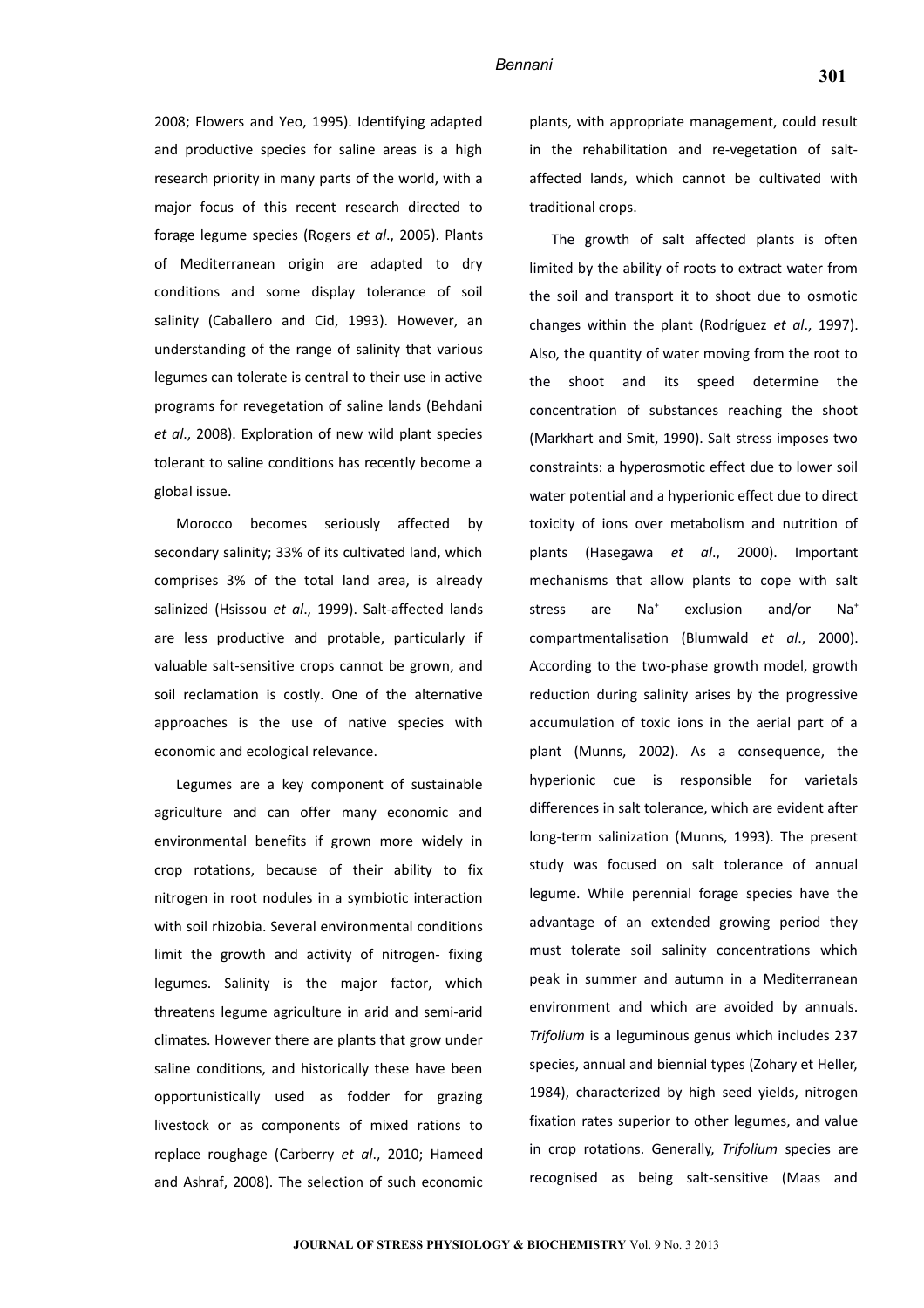2008; Flowers and Yeo, 1995). Identifying adapted and productive species for saline areas is a high research priority in many parts of the world, with a major focus of this recent research directed to forage legume species (Rogers *et al*., 2005). Plants of Mediterranean origin are adapted to dry conditions and some display tolerance of soil salinity (Caballero and Cid, 1993). However, an understanding of the range of salinity that various legumes can tolerate is central to their use in active programs for revegetation of saline lands (Behdani *et al*., 2008). Exploration of new wild plant species tolerant to saline conditions has recently become a global issue.

Morocco becomes seriously affected by secondary salinity; 33% of its cultivated land, which comprises 3% of the total land area, is already salinized (Hsissou *et al*., 1999). Salt-affected lands are less productive and protable, particularly if valuable salt-sensitive crops cannot be grown, and soil reclamation is costly. One of the alternative approaches is the use of native species with economic and ecological relevance.

Legumes are a key component of sustainable agriculture and can offer many economic and environmental benefits if grown more widely in crop rotations, because of their ability to fix nitrogen in root nodules in a symbiotic interaction with soil rhizobia. Several environmental conditions limit the growth and activity of nitrogen- fixing legumes. Salinity is the major factor, which threatens legume agriculture in arid and semi-arid climates. However there are plants that grow under saline conditions, and historically these have been opportunistically used as fodder for grazing livestock or as components of mixed rations to replace roughage (Carberry *et al*., 2010; Hameed and Ashraf, 2008). The selection of such economic plants, with appropriate management, could result in the rehabilitation and re-vegetation of salt-affected lands, which cannot be cultivated with traditional crops.

The growth of salt affected plants is often limited by the ability of roots to extract water from the soil and transport it to shoot due to osmotic changes within the plant (Rodríguez *et al*., 1997). Also, the quantity of water moving from the root to the shoot and its speed determine the concentration of substances reaching the shoot (Markhart and Smit, 1990). Salt stress imposes two constraints: a hyperosmotic effect due to lower soil water potential and a hyperionic effect due to direct toxicity of ions over metabolism and nutrition of plants (Hasegawa *et al*., 2000). Important mechanisms that allow plants to cope with salt stress are $Na^+$ exclusion and/or $Na^+$ compartmentalisation (Blumwald *et al*., 2000). According to the two-phase growth model, growth reduction during salinity arises by the progressive accumulation of toxic ions in the aerial part of a plant (Munns, 2002). As a consequence, the hyperionic cue is responsible for varietals differences in salt tolerance, which are evident after long-term salinization (Munns, 1993). The present study was focused on salt tolerance of annual legume. While perennial forage species have the advantage of an extended growing period they must tolerate soil salinity concentrations which peak in summer and autumn in a Mediterranean environment and which are avoided by annuals. *Trifolium* is a leguminous genus which includes 237 species, annual and biennial types (Zohary et Heller, 1984), characterized by high seed yields, nitrogen fixation rates superior to other legumes, and value in crop rotations. Generally, *Trifolium* species are recognised as being salt-sensitive (Maas and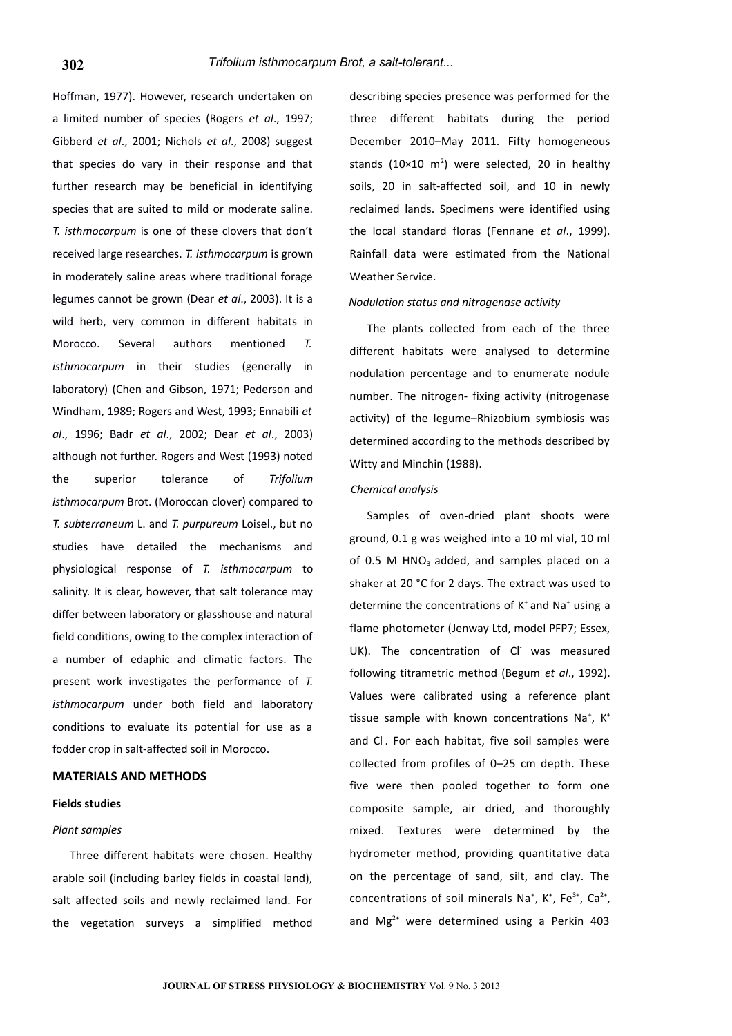Hoffman, 1977). However, research undertaken on a limited number of species (Rogers *et al*., 1997; Gibberd *et al*., 2001; Nichols *et al*., 2008) suggest that species do vary in their response and that further research may be beneficial in identifying species that are suited to mild or moderate saline. *T. isthmocarpum* is one of these clovers that don't received large researches. *T. isthmocarpum* is grown in moderately saline areas where traditional forage legumes cannot be grown (Dear *et al*., 2003). It is a wild herb, very common in different habitats in Morocco. Several authors mentioned *T. isthmocarpum* in their studies (generally in laboratory) (Chen and Gibson, 1971; Pederson and Windham, 1989; Rogers and West, 1993; Ennabili *et al*., 1996; Badr *et al*., 2002; Dear *et al*., 2003) although not further. Rogers and West (1993) noted the superior tolerance of *Trifolium isthmocarpum* Brot. (Moroccan clover) compared to *T. subterraneum* L. and *T. purpureum* Loisel., but no studies have detailed the mechanisms and physiological response of *T. isthmocarpum* to salinity. It is clear, however, that salt tolerance may differ between laboratory or glasshouse and natural field conditions, owing to the complex interaction of a number of edaphic and climatic factors. The present work investigates the performance of *T. isthmocarpum* under both field and laboratory conditions to evaluate its potential for use as a fodder crop in salt-affected soil in Morocco.

## MATERIALS AND METHODS

### Fields studies

*Plant samples*

Three different habitats were chosen. Healthy arable soil (including barley fields in coastal land), salt affected soils and newly reclaimed land. For the vegetation surveys a simplified method describing species presence was performed for the three different habitats during the period December 2010–May 2011. Fifty homogeneous stands (10×10 $m^2$) were selected, 20 in healthy soils, 20 in salt-affected soil, and 10 in newly reclaimed lands. Specimens were identified using the local standard floras (Fennane *et al*., 1999). Rainfall data were estimated from the National Weather Service.

*Nodulation status and nitrogenase activity*

The plants collected from each of the three different habitats were analysed to determine nodulation percentage and to enumerate nodule number. The nitrogen- fixing activity (nitrogenase activity) of the legume–Rhizobium symbiosis was determined according to the methods described by Witty and Minchin (1988).

*Chemical analysis*

Samples of oven-dried plant shoots were ground, 0.1 g was weighed into a 10 ml vial, 10 ml of 0.5 M $HNO_3$ added, and samples placed on a shaker at 20 °C for 2 days. The extract was used to determine the concentrations of $K^+$ and $Na^+$ using a flame photometer (Jenway Ltd, model PFP7; Essex, UK). The concentration of $Cl^-$ was measured following titrametric method (Begum *et al*., 1992). Values were calibrated using a reference plant tissue sample with known concentrations $Na^+$, $K^+$ and $Cl^-$. For each habitat, five soil samples were collected from profiles of 0–25 cm depth. These five were then pooled together to form one composite sample, air dried, and thoroughly mixed. Textures were determined by the hydrometer method, providing quantitative data on the percentage of sand, silt, and clay. The concentrations of soil minerals $Na^+$, $K^+$, $Fe^{3+}$, $Ca^{2+}$, and $Mg^{2+}$ were determined using a Perkin 403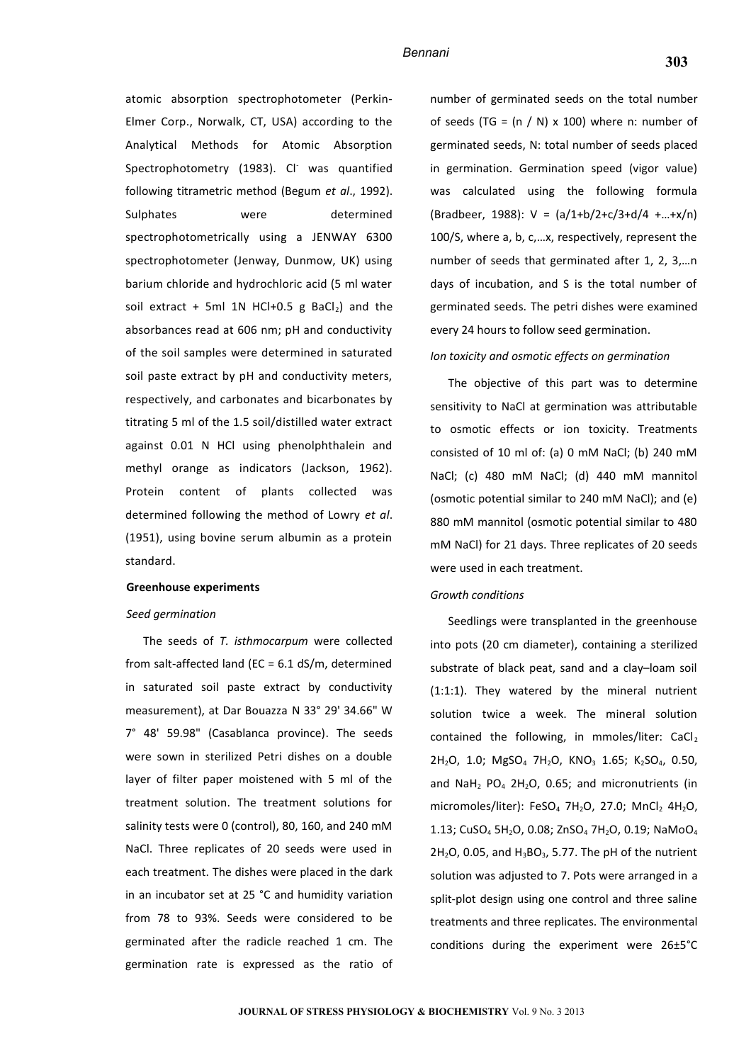atomic absorption spectrophotometer (Perkin-Elmer Corp., Norwalk, CT, USA) according to the Analytical Methods for Atomic Absorption Spectrophotometry (1983). $Cl^-$ was quantified following titrametric method (Begum *et al*., 1992). Sulphates were determined spectrophotometrically using a JENWAY 6300 spectrophotometer (Jenway, Dunmow, UK) using barium chloride and hydrochloric acid (5 ml water soil extract + 5ml 1N HCl+0.5 g $BaCl_2$) and the absorbances read at 606 nm; pH and conductivity of the soil samples were determined in saturated soil paste extract by pH and conductivity meters, respectively, and carbonates and bicarbonates by titrating 5 ml of the 1.5 soil/distilled water extract against 0.01 N HCl using phenolphthalein and methyl orange as indicators (Jackson, 1962). Protein content of plants collected was determined following the method of Lowry *et al*. (1951), using bovine serum albumin as a protein standard.

**Greenhouse experiments**

*Seed germination*

The seeds of *T. isthmocarpum* were collected from salt-affected land (EC = 6.1 dS/m, determined in saturated soil paste extract by conductivity measurement), at Dar Bouazza N 33° 29' 34.66" W 7° 48' 59.98" (Casablanca province). The seeds were sown in sterilized Petri dishes on a double layer of filter paper moistened with 5 ml of the treatment solution. The treatment solutions for salinity tests were 0 (control), 80, 160, and 240 mM NaCl. Three replicates of 20 seeds were used in each treatment. The dishes were placed in the dark in an incubator set at 25 °C and humidity variation from 78 to 93%. Seeds were considered to be germinated after the radicle reached 1 cm. The germination rate is expressed as the ratio of number of germinated seeds on the total number of seeds ($TG = (n / N) \times 100$) where n: number of germinated seeds, N: total number of seeds placed in germination. Germination speed (vigor value) was calculated using the following formula (Bradbeer, 1988): $V = (a/1+b/2+c/3+d/4 +\ldots+x/n)$ 100/S, where a, b, c,…x, respectively, represent the number of seeds that germinated after 1, 2, 3,…n days of incubation, and S is the total number of germinated seeds. The petri dishes were examined every 24 hours to follow seed germination.

*Ion toxicity and osmotic effects on germination*

The objective of this part was to determine sensitivity to NaCl at germination was attributable to osmotic effects or ion toxicity. Treatments consisted of 10 ml of: (a) 0 mM NaCl; (b) 240 mM NaCl; (c) 480 mM NaCl; (d) 440 mM mannitol (osmotic potential similar to 240 mM NaCl); and (e) 880 mM mannitol (osmotic potential similar to 480 mM NaCl) for 21 days. Three replicates of 20 seeds were used in each treatment.

*Growth conditions*

Seedlings were transplanted in the greenhouse into pots (20 cm diameter), containing a sterilized substrate of black peat, sand and a clay–loam soil (1:1:1). They watered by the mineral nutrient solution twice a week. The mineral solution contained the following, in mmoles/liter: $CaCl_2$ $2H_2O$, 1.0; $MgSO_4$ $7H_2O$, $KNO_3$ 1.65; $K_2SO_4$, 0.50, and $NaH_2$ $PO_4$ $2H_2O$, 0.65; and micronutrients (in micromoles/liter): $FeSO_4$ $7H_2O$, 27.0; $MnCl_2$ $4H_2O$, 1.13; $CuSO_4$ $5H_2O$, 0.08; $ZnSO_4$ $7H_2O$, 0.19; $NaMoO_4$ $2H_2O$, 0.05, and $H_3BO_3$, 5.77. The pH of the nutrient solution was adjusted to 7. Pots were arranged in a split-plot design using one control and three saline treatments and three replicates. The environmental conditions during the experiment were 26±5°C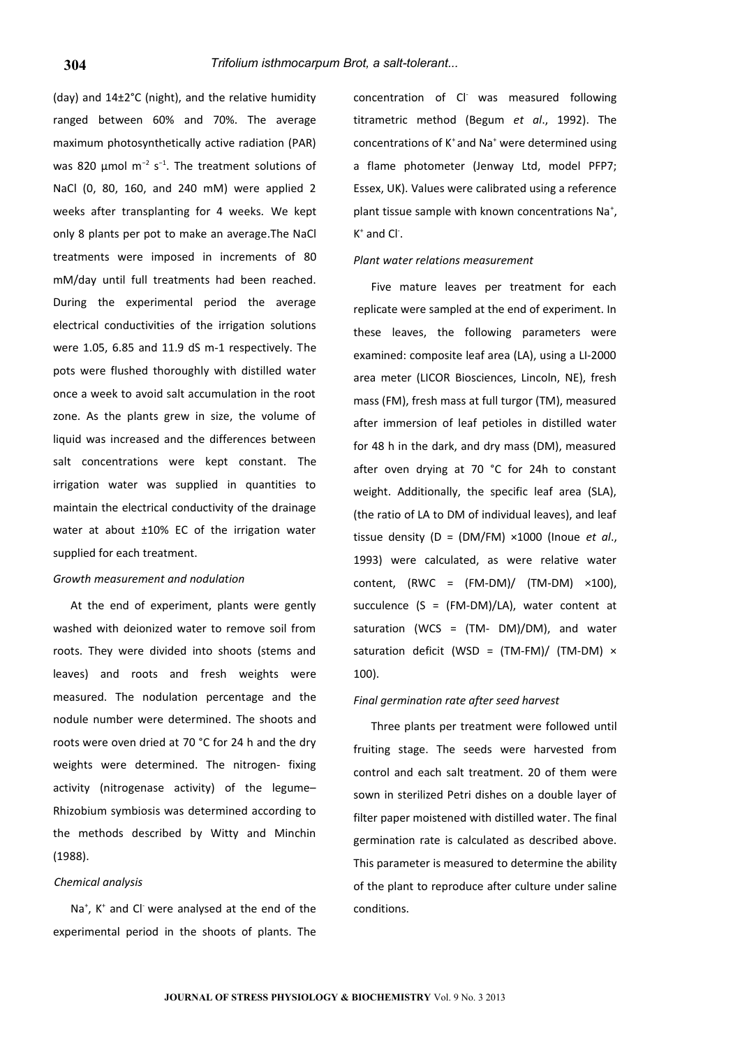(day) and 14±2°C (night), and the relative humidity ranged between 60% and 70%. The average maximum photosynthetically active radiation (PAR) was 820 µmol $m^{-2}$ $s^{-1}$. The treatment solutions of NaCl (0, 80, 160, and 240 mM) were applied 2 weeks after transplanting for 4 weeks. We kept only 8 plants per pot to make an average.The NaCl treatments were imposed in increments of 80 mM/day until full treatments had been reached. During the experimental period the average electrical conductivities of the irrigation solutions were 1.05, 6.85 and 11.9 dS m-1 respectively. The pots were flushed thoroughly with distilled water once a week to avoid salt accumulation in the root zone. As the plants grew in size, the volume of liquid was increased and the differences between salt concentrations were kept constant. The irrigation water was supplied in quantities to maintain the electrical conductivity of the drainage water at about ±10% EC of the irrigation water supplied for each treatment.

*Growth measurement and nodulation*

At the end of experiment, plants were gently washed with deionized water to remove soil from roots. They were divided into shoots (stems and leaves) and roots and fresh weights were measured. The nodulation percentage and the nodule number were determined. The shoots and roots were oven dried at 70 °C for 24 h and the dry weights were determined. The nitrogen- fixing activity (nitrogenase activity) of the legume–Rhizobium symbiosis was determined according to the methods described by Witty and Minchin (1988).

*Chemical analysis*

$Na^+$, $K^+$ and $Cl^-$ were analysed at the end of the experimental period in the shoots of plants. The concentration of $Cl^-$ was measured following titrametric method (Begum *et al*., 1992). The concentrations of $K^+$ and $Na^+$ were determined using a flame photometer (Jenway Ltd, model PFP7; Essex, UK). Values were calibrated using a reference plant tissue sample with known concentrations $Na^+$, $K^+$ and $Cl^-$.

*Plant water relations measurement*

Five mature leaves per treatment for each replicate were sampled at the end of experiment. In these leaves, the following parameters were examined: composite leaf area (LA), using a LI-2000 area meter (LICOR Biosciences, Lincoln, NE), fresh mass (FM), fresh mass at full turgor (TM), measured after immersion of leaf petioles in distilled water for 48 h in the dark, and dry mass (DM), measured after oven drying at 70 °C for 24h to constant weight. Additionally, the specific leaf area (SLA), (the ratio of LA to DM of individual leaves), and leaf tissue density (D = (DM/FM) ×1000 (Inoue *et al*., 1993) were calculated, as were relative water content, (RWC = (FM-DM)/ (TM-DM) ×100), succulence (S = (FM-DM)/LA), water content at saturation (WCS = (TM- DM)/DM), and water saturation deficit (WSD = (TM-FM)/ (TM-DM) × 100).

*Final germination rate after seed harvest*

Three plants per treatment were followed until fruiting stage. The seeds were harvested from control and each salt treatment. 20 of them were sown in sterilized Petri dishes on a double layer of filter paper moistened with distilled water. The final germination rate is calculated as described above. This parameter is measured to determine the ability of the plant to reproduce after culture under saline conditions.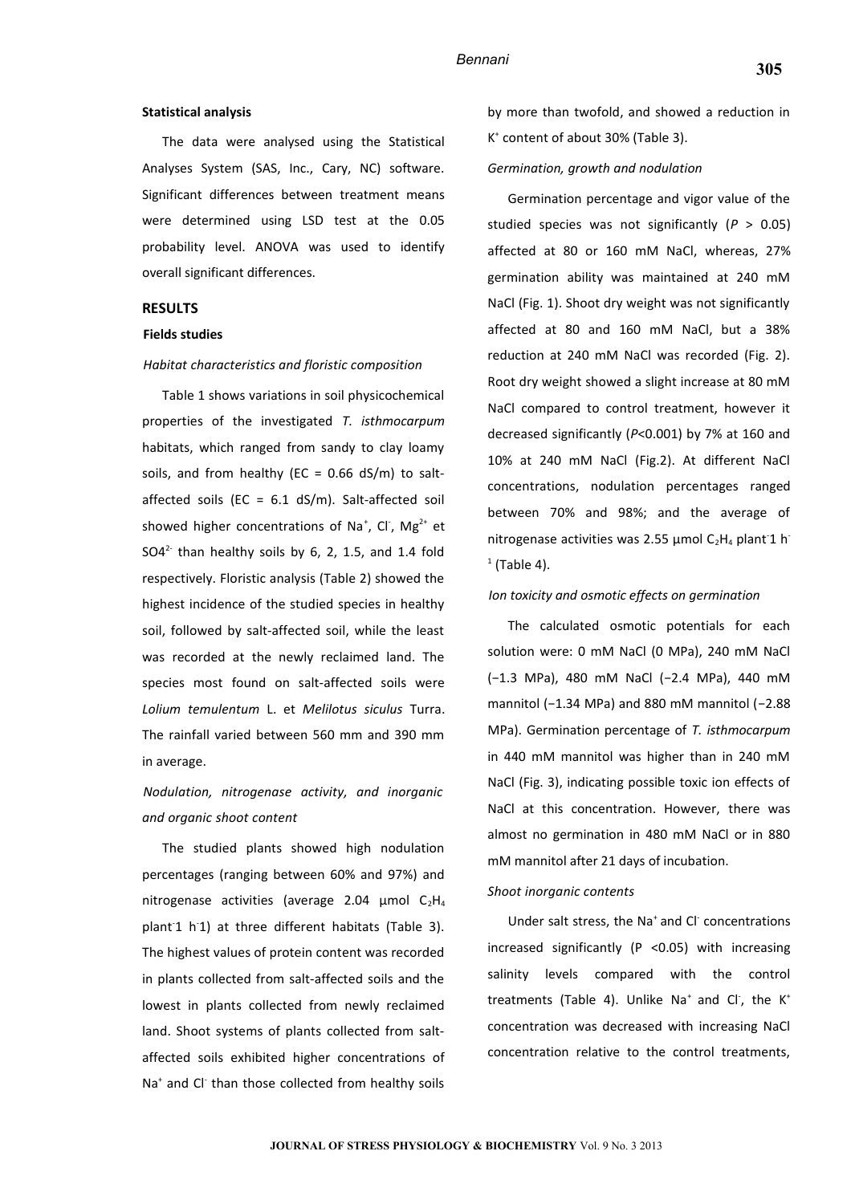#### Statistical analysis

The data were analysed using the Statistical Analyses System (SAS, Inc., Cary, NC) software. Significant differences between treatment means were determined using LSD test at the 0.05 probability level. ANOVA was used to identify overall significant differences.

## RESULTS

### Fields studies

*Habitat characteristics and floristic composition*

Table 1 shows variations in soil physicochemical properties of the investigated *T. isthmocarpum* habitats, which ranged from sandy to clay loamy soils, and from healthy (EC = 0.66 dS/m) to salt-affected soils (EC = 6.1 dS/m). Salt-affected soil showed higher concentrations of $Na^+$, $Cl^-$, $Mg^{2+}$ et $SO4^{2-}$ than healthy soils by 6, 2, 1.5, and 1.4 fold respectively. Floristic analysis (Table 2) showed the highest incidence of the studied species in healthy soil, followed by salt-affected soil, while the least was recorded at the newly reclaimed land. The species most found on salt-affected soils were *Lolium temulentum* L. et *Melilotus siculus* Turra. The rainfall varied between 560 mm and 390 mm in average.

*Nodulation, nitrogenase activity, and inorganic and organic shoot content*

The studied plants showed high nodulation percentages (ranging between 60% and 97%) and nitrogenase activities (average 2.04 µmol $C_2H_4$ plant-1 h-1) at three different habitats (Table 3). The highest values of protein content was recorded in plants collected from salt-affected soils and the lowest in plants collected from newly reclaimed land. Shoot systems of plants collected from salt-affected soils exhibited higher concentrations of $Na^+$ and $Cl^-$ than those collected from healthy soils by more than twofold, and showed a reduction in $K^+$ content of about 30% (Table 3).

*Germination, growth and nodulation*

Germination percentage and vigor value of the studied species was not significantly ($P > 0.05$) affected at 80 or 160 mM NaCl, whereas, 27% germination ability was maintained at 240 mM NaCl (Fig. 1). Shoot dry weight was not significantly affected at 80 and 160 mM NaCl, but a 38% reduction at 240 mM NaCl was recorded (Fig. 2). Root dry weight showed a slight increase at 80 mM NaCl compared to control treatment, however it decreased significantly ($P<0.001$) by 7% at 160 and 10% at 240 mM NaCl (Fig.2). At different NaCl concentrations, nodulation percentages ranged between 70% and 98%; and the average of nitrogenase activities was 2.55 µmol $C_2H_4$ plant-1 h-1 (Table 4).

*Ion toxicity and osmotic effects on germination*

The calculated osmotic potentials for each solution were: 0 mM NaCl (0 MPa), 240 mM NaCl (−1.3 MPa), 480 mM NaCl (−2.4 MPa), 440 mM mannitol (−1.34 MPa) and 880 mM mannitol (−2.88 MPa). Germination percentage of *T. isthmocarpum* in 440 mM mannitol was higher than in 240 mM NaCl (Fig. 3), indicating possible toxic ion effects of NaCl at this concentration. However, there was almost no germination in 480 mM NaCl or in 880 mM mannitol after 21 days of incubation.

*Shoot inorganic contents*

Under salt stress, the $Na^+$ and $Cl^-$ concentrations increased significantly ($P < 0.05$) with increasing salinity levels compared with the control treatments (Table 4). Unlike $Na^+$ and $Cl^-$, the $K^+$ concentration was decreased with increasing NaCl concentration relative to the control treatments,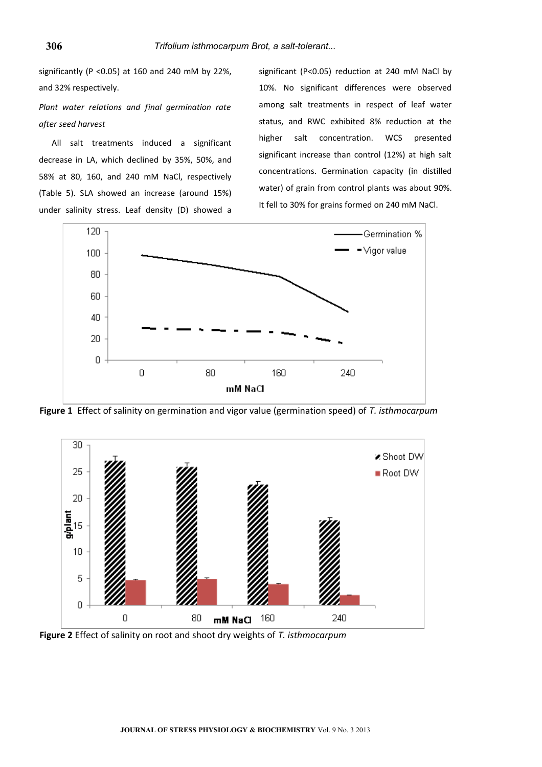significantly (P <0.05) at 160 and 240 mM by 22%, and 32% respectively.

*Plant water relations and final germination rate after seed harvest*

All salt treatments induced a significant decrease in LA, which declined by 35%, 50%, and 58% at 80, 160, and 240 mM NaCl, respectively (Table 5). SLA showed an increase (around 15%) under salinity stress. Leaf density (D) showed a significant (P<0.05) reduction at 240 mM NaCl by 10%. No significant differences were observed among salt treatments in respect of leaf water status, and RWC exhibited 8% reduction at the higher salt concentration. WCS presented significant increase than control (12%) at high salt concentrations. Germination capacity (in distilled water) of grain from control plants was about 90%. It fell to 30% for grains formed on 240 mM NaCl.

**Figure 1** Effect of salinity on germination and vigor value (germination speed) of *T. isthmocarpum*

**Figure 2** Effect of salinity on root and shoot dry weights of *T. isthmocarpum*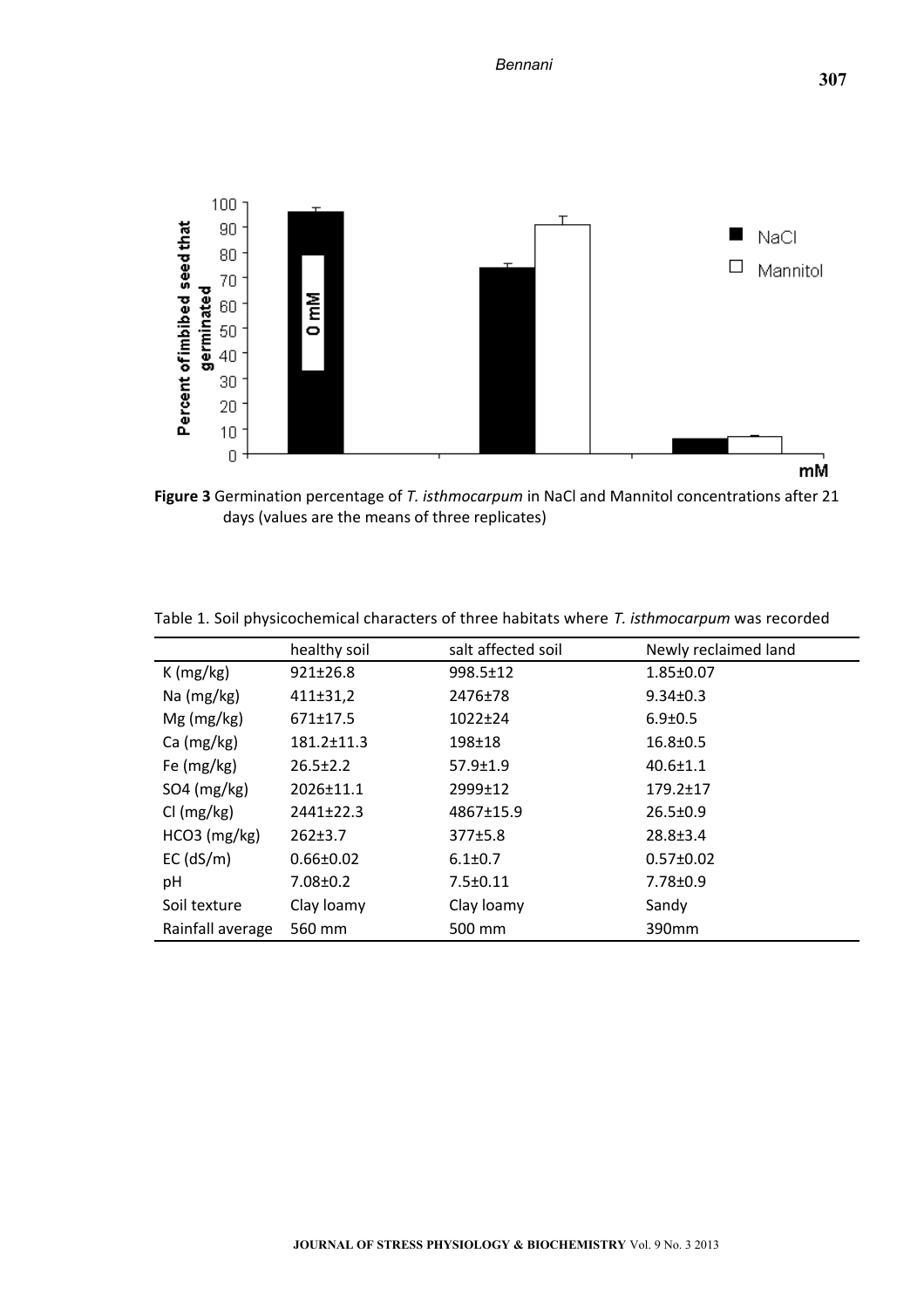**Figure 3** Germination percentage of *T. isthmocarpum* in NaCl and Mannitol concentrations after 21 days (values are the means of three replicates)

Table 1. Soil physicochemical characters of three habitats where *T. isthmocarpum* was recorded

| | healthy soil | salt affected soil | Newly reclaimed land |
|---|---|---|---|
| K (mg/kg) | 921±26.8 | 998.5±12 | 1.85±0.07 |
| Na (mg/kg) | 411±31,2 | 2476±78 | 9.34±0.3 |
| Mg (mg/kg) | 671±17.5 | 1022±24 | 6.9±0.5 |
| Ca (mg/kg) | 181.2±11.3 | 198±18 | 16.8±0.5 |
| Fe (mg/kg) | 26.5±2.2 | 57.9±1.9 | 40.6±1.1 |
| SO4 (mg/kg) | 2026±11.1 | 2999±12 | 179.2±17 |
| Cl (mg/kg) | 2441±22.3 | 4867±15.9 | 26.5±0.9 |
| HCO3 (mg/kg) | 262±3.7 | 377±5.8 | 28.8±3.4 |
| EC (dS/m) | 0.66±0.02 | 6.1±0.7 | 0.57±0.02 |
| pH | 7.08±0.2 | 7.5±0.11 | 7.78±0.9 |
| Soil texture | Clay loamy | Clay loamy | Sandy |
| Rainfall average | 560 mm | 500 mm | 390mm |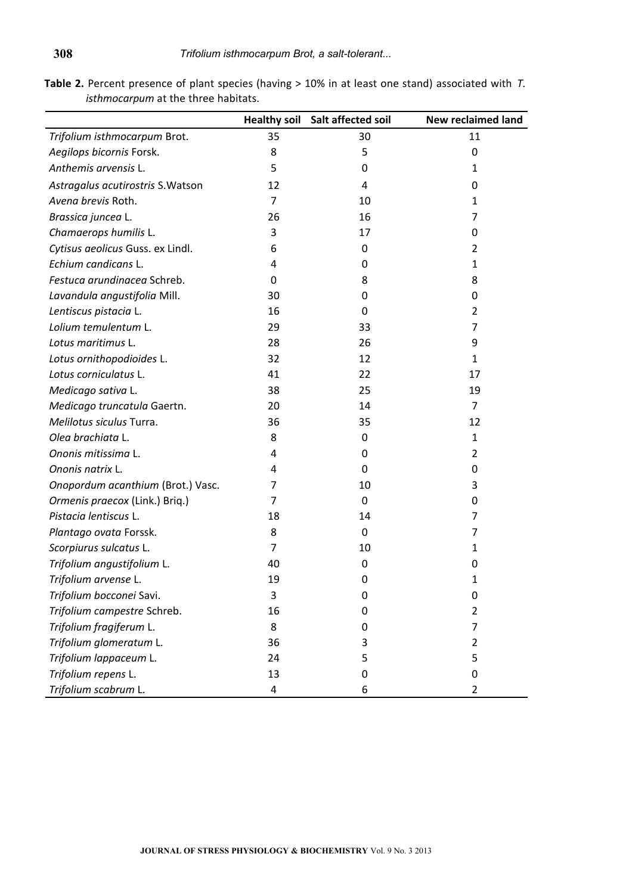**Table 2.** Percent presence of plant species (having > 10% in at least one stand) associated with *T. isthmocarpum* at the three habitats.

| | Healthy soil | Salt affected soil | New reclaimed land |
|---|---|---|---|
| *Trifolium isthmocarpum* Brot. | 35 | 30 | 11 |
| *Aegilops bicornis* Forsk. | 8 | 5 | 0 |
| *Anthemis arvensis* L. | 5 | 0 | 1 |
| *Astragalus acutirostris* S.Watson | 12 | 4 | 0 |
| *Avena brevis* Roth. | 7 | 10 | 1 |
| *Brassica juncea* L. | 26 | 16 | 7 |
| *Chamaerops humilis* L. | 3 | 17 | 0 |
| *Cytisus aeolicus* Guss. ex Lindl. | 6 | 0 | 2 |
| *Echium candicans* L. | 4 | 0 | 1 |
| *Festuca arundinacea* Schreb. | 0 | 8 | 8 |
| *Lavandula angustifolia* Mill. | 30 | 0 | 0 |
| *Lentiscus pistacia* L. | 16 | 0 | 2 |
| *Lolium temulentum* L. | 29 | 33 | 7 |
| *Lotus maritimus* L. | 28 | 26 | 9 |
| *Lotus ornithopodioides* L. | 32 | 12 | 1 |
| *Lotus corniculatus* L. | 41 | 22 | 17 |
| *Medicago sativa* L. | 38 | 25 | 19 |
| *Medicago truncatula* Gaertn. | 20 | 14 | 7 |
| *Melilotus siculus* Turra. | 36 | 35 | 12 |
| *Olea brachiata* L. | 8 | 0 | 1 |
| *Ononis mitissima* L. | 4 | 0 | 2 |
| *Ononis natrix* L. | 4 | 0 | 0 |
| *Onopordum acanthium* (Brot.) Vasc. | 7 | 10 | 3 |
| *Ormenis praecox* (Link.) Briq.) | 7 | 0 | 0 |
| *Pistacia lentiscus* L. | 18 | 14 | 7 |
| *Plantago ovata* Forssk. | 8 | 0 | 7 |
| *Scorpiurus sulcatus* L. | 7 | 10 | 1 |
| *Trifolium angustifolium* L. | 40 | 0 | 0 |
| *Trifolium arvense* L. | 19 | 0 | 1 |
| *Trifolium bocconei* Savi. | 3 | 0 | 0 |
| *Trifolium campestre* Schreb. | 16 | 0 | 2 |
| *Trifolium fragiferum* L. | 8 | 0 | 7 |
| *Trifolium glomeratum* L. | 36 | 3 | 2 |
| *Trifolium lappaceum* L. | 24 | 5 | 5 |
| *Trifolium repens* L. | 13 | 0 | 0 |
| *Trifolium scabrum* L. | 4 | 6 | 2 |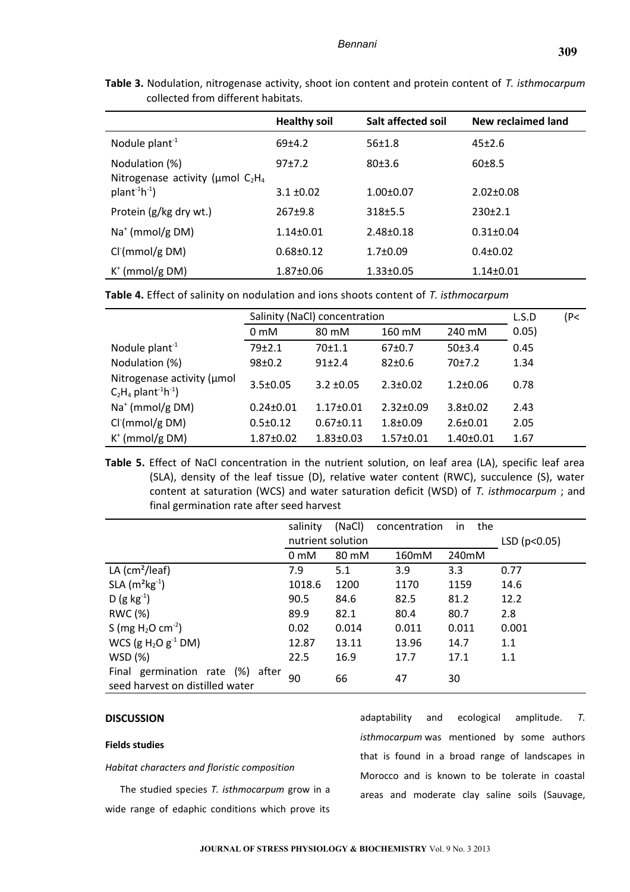**Table 3.** Nodulation, nitrogenase activity, shoot ion content and protein content of *T. isthmocarpum* collected from different habitats.

| | Healthy soil | Salt affected soil | New reclaimed land |
|---|---|---|---|
| Nodule plant$^{-1}$ | 69±4.2 | 56±1.8 | 45±2.6 |
| Nodulation (%) | 97±7.2 | 80±3.6 | 60±8.5 |
| Nitrogenase activity (µmol $C_2H_4$ plant$^{-1}$h$^{-1}$) | 3.1 ±0.02 | 1.00±0.07 | 2.02±0.08 |
| Protein (g/kg dry wt.) | 267±9.8 | 318±5.5 | 230±2.1 |
| $Na^+$ (mmol/g DM) | 1.14±0.01 | 2.48±0.18 | 0.31±0.04 |
| $Cl^-$(mmol/g DM) | 0.68±0.12 | 1.7±0.09 | 0.4±0.02 |
| $K^+$ (mmol/g DM) | 1.87±0.06 | 1.33±0.05 | 1.14±0.01 |

**Table 4.** Effect of salinity on nodulation and ions shoots content of *T. isthmocarpum*

| | Salinity (NaCl) concentration | | | | L.S.D (P< 0.05) |
|---|---|---|---|---|---|
| | 0 mM | 80 mM | 160 mM | 240 mM | |
| Nodule plant$^{-1}$ | 79±2.1 | 70±1.1 | 67±0.7 | 50±3.4 | 0.45 |
| Nodulation (%) | 98±0.2 | 91±2.4 | 82±0.6 | 70±7.2 | 1.34 |
| Nitrogenase activity (µmol $C_2H_4$ plant$^{-1}$h$^{-1}$) | 3.5±0.05 | 3.2 ±0.05 | 2.3±0.02 | 1.2±0.06 | 0.78 |
| $Na^+$ (mmol/g DM) | 0.24±0.01 | 1.17±0.01 | 2.32±0.09 | 3.8±0.02 | 2.43 |
| $Cl^-$(mmol/g DM) | 0.5±0.12 | 0.67±0.11 | 1.8±0.09 | 2.6±0.01 | 2.05 |
| $K^+$ (mmol/g DM) | 1.87±0.02 | 1.83±0.03 | 1.57±0.01 | 1.40±0.01 | 1.67 |

**Table 5.** Effect of NaCl concentration in the nutrient solution, on leaf area (LA), specific leaf area (SLA), density of the leaf tissue (D), relative water content (RWC), succulence (S), water content at saturation (WCS) and water saturation deficit (WSD) of *T. isthmocarpum* ; and final germination rate after seed harvest

| | salinity (NaCl) concentration in the nutrient solution | | | | LSD (p<0.05) |
|---|---|---|---|---|---|
| | 0 mM | 80 mM | 160mM | 240mM | |
| LA (cm²/leaf) | 7.9 | 5.1 | 3.9 | 3.3 | 0.77 |
| SLA (m²kg$^{-1}$) | 1018.6 | 1200 | 1170 | 1159 | 14.6 |
| D (g kg$^{-1}$) | 90.5 | 84.6 | 82.5 | 81.2 | 12.2 |
| RWC (%) | 89.9 | 82.1 | 80.4 | 80.7 | 2.8 |
| S (mg $H_2O$ cm$^{-2}$) | 0.02 | 0.014 | 0.011 | 0.011 | 0.001 |
| WCS (g $H_2O$ g$^{-1}$ DM) | 12.87 | 13.11 | 13.96 | 14.7 | 1.1 |
| WSD (%) | 22.5 | 16.9 | 17.7 | 17.1 | 1.1 |
| Final germination rate (%) after seed harvest on distilled water | 90 | 66 | 47 | 30 | |

## DISCUSSION

### Fields studies

*Habitat characters and floristic composition*

The studied species *T. isthmocarpum* grow in a wide range of edaphic conditions which prove its adaptability and ecological amplitude. *T. isthmocarpum* was mentioned by some authors that is found in a broad range of landscapes in Morocco and is known to be tolerate in coastal areas and moderate clay saline soils (Sauvage,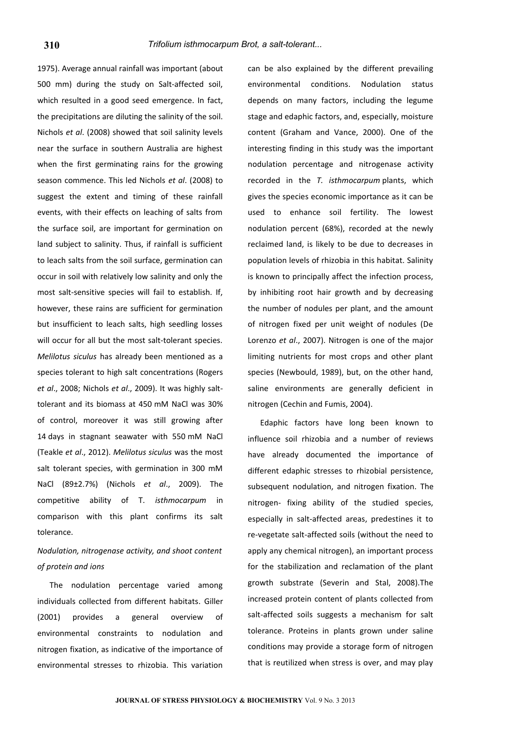1975). Average annual rainfall was important (about 500 mm) during the study on Salt-affected soil, which resulted in a good seed emergence. In fact, the precipitations are diluting the salinity of the soil. Nichols *et al*. (2008) showed that soil salinity levels near the surface in southern Australia are highest when the first germinating rains for the growing season commence. This led Nichols *et al*. (2008) to suggest the extent and timing of these rainfall events, with their effects on leaching of salts from the surface soil, are important for germination on land subject to salinity. Thus, if rainfall is sufficient to leach salts from the soil surface, germination can occur in soil with relatively low salinity and only the most salt-sensitive species will fail to establish. If, however, these rains are sufficient for germination but insufficient to leach salts, high seedling losses will occur for all but the most salt-tolerant species. *Melilotus siculus* has already been mentioned as a species tolerant to high salt concentrations (Rogers *et al*., 2008; Nichols *et al*., 2009). It was highly salt-tolerant and its biomass at 450 mM NaCl was 30% of control, moreover it was still growing after 14 days in stagnant seawater with 550 mM NaCl (Teakle *et al*., 2012). *Melilotus siculus* was the most salt tolerant species, with germination in 300 mM NaCl (89±2.7%) (Nichols *et al*., 2009). The competitive ability of T. *isthmocarpum* in comparison with this plant confirms its salt tolerance.

*Nodulation, nitrogenase activity, and shoot content of protein and ions*

The nodulation percentage varied among individuals collected from different habitats. Giller (2001) provides a general overview of environmental constraints to nodulation and nitrogen fixation, as indicative of the importance of environmental stresses to rhizobia. This variation can be also explained by the different prevailing environmental conditions. Nodulation status depends on many factors, including the legume stage and edaphic factors, and, especially, moisture content (Graham and Vance, 2000). One of the interesting finding in this study was the important nodulation percentage and nitrogenase activity recorded in the *T. isthmocarpum* plants, which gives the species economic importance as it can be used to enhance soil fertility. The lowest nodulation percent (68%), recorded at the newly reclaimed land, is likely to be due to decreases in population levels of rhizobia in this habitat. Salinity is known to principally affect the infection process, by inhibiting root hair growth and by decreasing the number of nodules per plant, and the amount of nitrogen fixed per unit weight of nodules (De Lorenzo *et al*., 2007). Nitrogen is one of the major limiting nutrients for most crops and other plant species (Newbould, 1989), but, on the other hand, saline environments are generally deficient in nitrogen (Cechin and Fumis, 2004).

Edaphic factors have long been known to influence soil rhizobia and a number of reviews have already documented the importance of different edaphic stresses to rhizobial persistence, subsequent nodulation, and nitrogen fixation. The nitrogen- fixing ability of the studied species, especially in salt-affected areas, predestines it to re-vegetate salt-affected soils (without the need to apply any chemical nitrogen), an important process for the stabilization and reclamation of the plant growth substrate (Severin and Stal, 2008).The increased protein content of plants collected from salt-affected soils suggests a mechanism for salt tolerance. Proteins in plants grown under saline conditions may provide a storage form of nitrogen that is reutilized when stress is over, and may play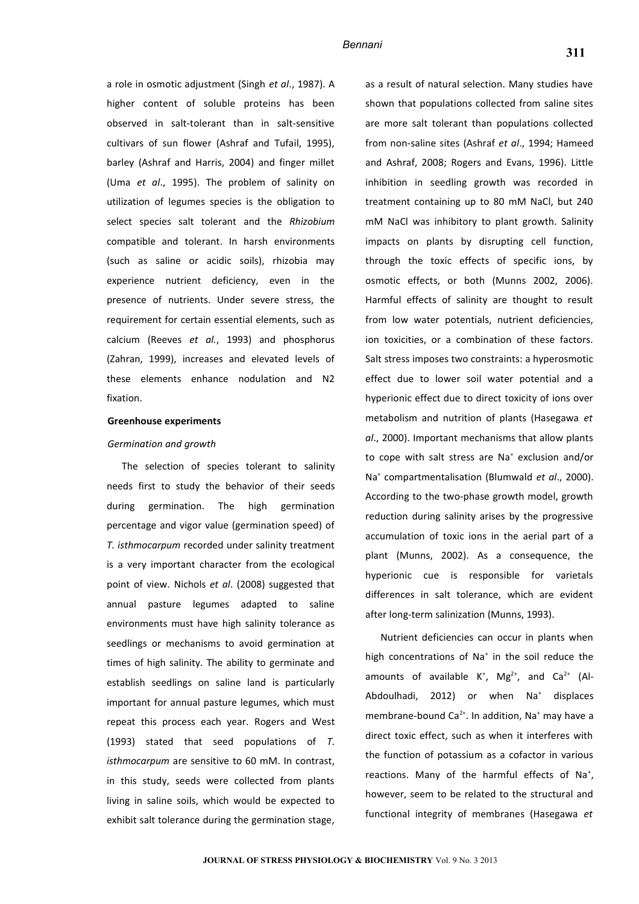a role in osmotic adjustment (Singh *et al*., 1987). A higher content of soluble proteins has been observed in salt-tolerant than in salt-sensitive cultivars of sun flower (Ashraf and Tufail, 1995), barley (Ashraf and Harris, 2004) and finger millet (Uma *et al*., 1995). The problem of salinity on utilization of legumes species is the obligation to select species salt tolerant and the *Rhizobium* compatible and tolerant. In harsh environments (such as saline or acidic soils), rhizobia may experience nutrient deficiency, even in the presence of nutrients. Under severe stress, the requirement for certain essential elements, such as calcium (Reeves *et al.*, 1993) and phosphorus (Zahran, 1999), increases and elevated levels of these elements enhance nodulation and N2 fixation.

**Greenhouse experiments**

*Germination and growth*

The selection of species tolerant to salinity needs first to study the behavior of their seeds during germination. The high germination percentage and vigor value (germination speed) of *T. isthmocarpum* recorded under salinity treatment is a very important character from the ecological point of view. Nichols *et al*. (2008) suggested that annual pasture legumes adapted to saline environments must have high salinity tolerance as seedlings or mechanisms to avoid germination at times of high salinity. The ability to germinate and establish seedlings on saline land is particularly important for annual pasture legumes, which must repeat this process each year. Rogers and West (1993) stated that seed populations of *T. isthmocarpum* are sensitive to 60 mM. In contrast, in this study, seeds were collected from plants living in saline soils, which would be expected to exhibit salt tolerance during the germination stage, as a result of natural selection. Many studies have shown that populations collected from saline sites are more salt tolerant than populations collected from non-saline sites (Ashraf *et al*., 1994; Hameed and Ashraf, 2008; Rogers and Evans, 1996). Little inhibition in seedling growth was recorded in treatment containing up to 80 mM NaCl, but 240 mM NaCl was inhibitory to plant growth. Salinity impacts on plants by disrupting cell function, through the toxic effects of specific ions, by osmotic effects, or both (Munns 2002, 2006). Harmful effects of salinity are thought to result from low water potentials, nutrient deficiencies, ion toxicities, or a combination of these factors. Salt stress imposes two constraints: a hyperosmotic effect due to lower soil water potential and a hyperionic effect due to direct toxicity of ions over metabolism and nutrition of plants (Hasegawa *et al*., 2000). Important mechanisms that allow plants to cope with salt stress are $Na^+$ exclusion and/or $Na^+$ compartmentalisation (Blumwald *et al*., 2000). According to the two-phase growth model, growth reduction during salinity arises by the progressive accumulation of toxic ions in the aerial part of a plant (Munns, 2002). As a consequence, the hyperionic cue is responsible for varietals differences in salt tolerance, which are evident after long-term salinization (Munns, 1993).

Nutrient deficiencies can occur in plants when high concentrations of $Na^+$ in the soil reduce the amounts of available $K^+$, $Mg^{2+}$, and $Ca^{2+}$ (Al-Abdoulhadi, 2012) or when $Na^+$ displaces membrane-bound $Ca^{2+}$. In addition, $Na^+$ may have a direct toxic effect, such as when it interferes with the function of potassium as a cofactor in various reactions. Many of the harmful effects of $Na^+$, however, seem to be related to the structural and functional integrity of membranes (Hasegawa *et*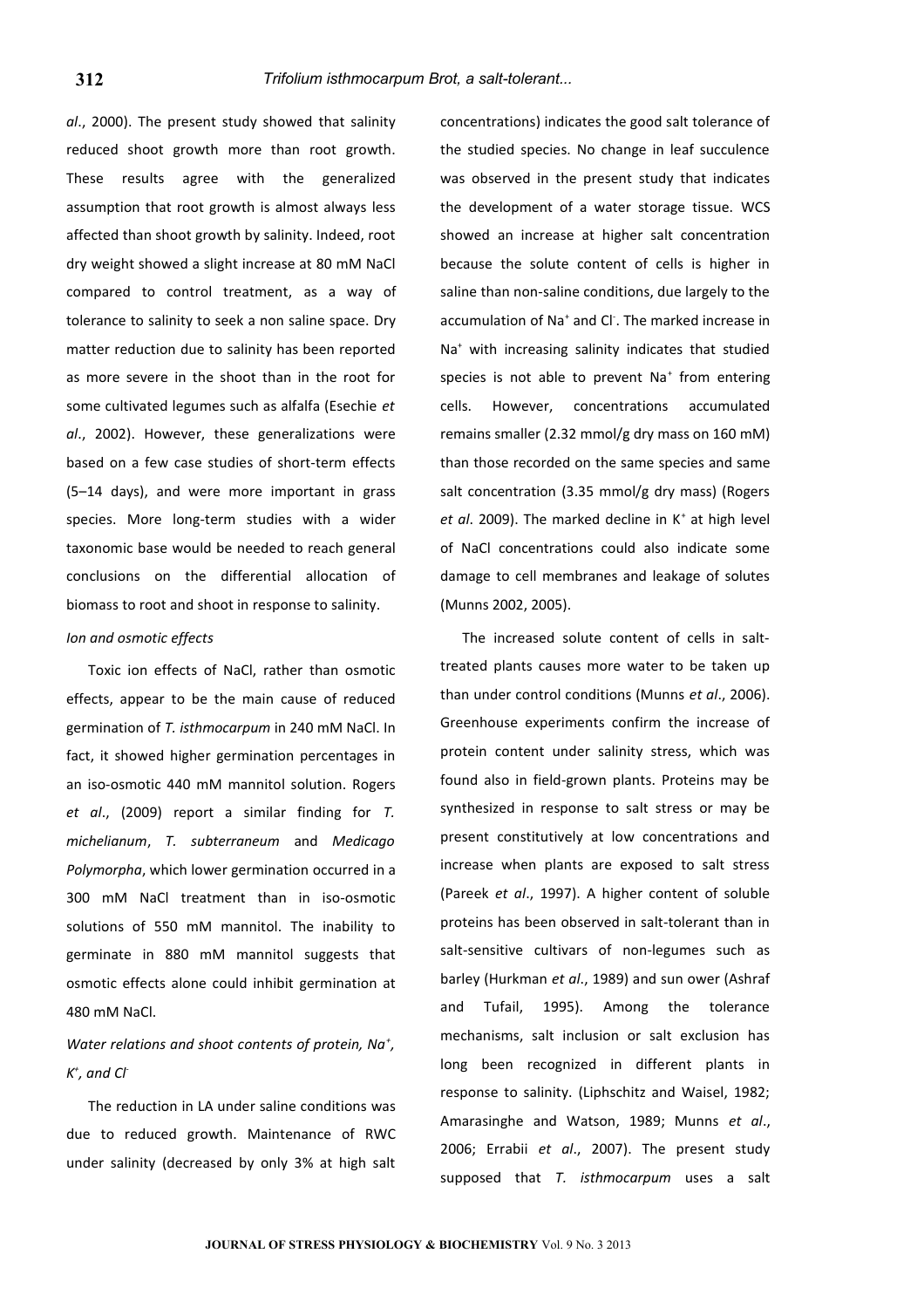*al*., 2000). The present study showed that salinity reduced shoot growth more than root growth. These results agree with the generalized assumption that root growth is almost always less affected than shoot growth by salinity. Indeed, root dry weight showed a slight increase at 80 mM NaCl compared to control treatment, as a way of tolerance to salinity to seek a non saline space. Dry matter reduction due to salinity has been reported as more severe in the shoot than in the root for some cultivated legumes such as alfalfa (Esechie *et al*., 2002). However, these generalizations were based on a few case studies of short-term effects (5–14 days), and were more important in grass species. More long-term studies with a wider taxonomic base would be needed to reach general conclusions on the differential allocation of biomass to root and shoot in response to salinity.

*Ion and osmotic effects*

Toxic ion effects of NaCl, rather than osmotic effects, appear to be the main cause of reduced germination of *T. isthmocarpum* in 240 mM NaCl. In fact, it showed higher germination percentages in an iso-osmotic 440 mM mannitol solution. Rogers *et al*., (2009) report a similar finding for *T. michelianum*, *T. subterraneum* and *Medicago Polymorpha*, which lower germination occurred in a 300 mM NaCl treatment than in iso-osmotic solutions of 550 mM mannitol. The inability to germinate in 880 mM mannitol suggests that osmotic effects alone could inhibit germination at 480 mM NaCl.

*Water relations and shoot contents of protein, $Na^+$, $K^+$, and $Cl^-$*

The reduction in LA under saline conditions was due to reduced growth. Maintenance of RWC under salinity (decreased by only 3% at high salt concentrations) indicates the good salt tolerance of the studied species. No change in leaf succulence was observed in the present study that indicates the development of a water storage tissue. WCS showed an increase at higher salt concentration because the solute content of cells is higher in saline than non-saline conditions, due largely to the accumulation of $Na^+$ and $Cl^-$. The marked increase in $Na^+$ with increasing salinity indicates that studied species is not able to prevent $Na^+$ from entering cells. However, concentrations accumulated remains smaller (2.32 mmol/g dry mass on 160 mM) than those recorded on the same species and same salt concentration (3.35 mmol/g dry mass) (Rogers *et al*. 2009). The marked decline in $K^+$ at high level of NaCl concentrations could also indicate some damage to cell membranes and leakage of solutes (Munns 2002, 2005).

The increased solute content of cells in salt-treated plants causes more water to be taken up than under control conditions (Munns *et al*., 2006). Greenhouse experiments confirm the increase of protein content under salinity stress, which was found also in field-grown plants. Proteins may be synthesized in response to salt stress or may be present constitutively at low concentrations and increase when plants are exposed to salt stress (Pareek *et al*., 1997). A higher content of soluble proteins has been observed in salt-tolerant than in salt-sensitive cultivars of non-legumes such as barley (Hurkman *et al*., 1989) and sun ower (Ashraf and Tufail, 1995). Among the tolerance mechanisms, salt inclusion or salt exclusion has long been recognized in different plants in response to salinity. (Liphschitz and Waisel, 1982; Amarasinghe and Watson, 1989; Munns *et al*., 2006; Errabii *et al*., 2007). The present study supposed that *T. isthmocarpum* uses a salt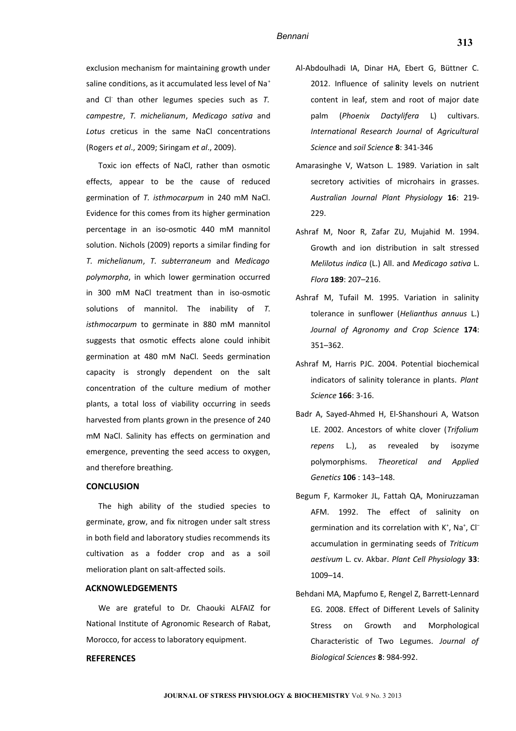exclusion mechanism for maintaining growth under saline conditions, as it accumulated less level of $Na^+$ and $Cl^-$ than other legumes species such as *T. campestre*, *T. michelianum*, *Medicago sativa* and *Lotus* creticus in the same NaCl concentrations (Rogers *et al*., 2009; Siringam *et al*., 2009).

Toxic ion effects of NaCl, rather than osmotic effects, appear to be the cause of reduced germination of *T. isthmocarpum* in 240 mM NaCl. Evidence for this comes from its higher germination percentage in an iso-osmotic 440 mM mannitol solution. Nichols (2009) reports a similar finding for *T. michelianum*, *T. subterraneum* and *Medicago polymorpha*, in which lower germination occurred in 300 mM NaCl treatment than in iso-osmotic solutions of mannitol. The inability of *T. isthmocarpum* to germinate in 880 mM mannitol suggests that osmotic effects alone could inhibit germination at 480 mM NaCl. Seeds germination capacity is strongly dependent on the salt concentration of the culture medium of mother plants, a total loss of viability occurring in seeds harvested from plants grown in the presence of 240 mM NaCl. Salinity has effects on germination and emergence, preventing the seed access to oxygen, and therefore breathing.

## CONCLUSION

The high ability of the studied species to germinate, grow, and fix nitrogen under salt stress in both field and laboratory studies recommends its cultivation as a fodder crop and as a soil melioration plant on salt-affected soils.

## ACKNOWLEDGEMENTS

We are grateful to Dr. Chaouki ALFAIZ for National Institute of Agronomic Research of Rabat, Morocco, for access to laboratory equipment.

## REFERENCES

Al-Abdoulhadi IA, Dinar HA, Ebert G, Büttner C. 2012. Influence of salinity levels on nutrient content in leaf, stem and root of major date palm (*Phoenix Dactylifera* L) cultivars. *International Research Journal* of *Agricultural Science* and *soil Science* **8**: 341-346

Amarasinghe V, Watson L. 1989. Variation in salt secretory activities of microhairs in grasses. *Australian Journal Plant Physiology* **16**: 219-229.

Ashraf M, Noor R, Zafar ZU, Mujahid M. 1994. Growth and ion distribution in salt stressed *Melilotus indica* (L.) All. and *Medicago sativa* L. *Flora* **189**: 207–216.

Ashraf M, Tufail M. 1995. Variation in salinity tolerance in sunflower (*Helianthus annuus* L.) *Journal of Agronomy and Crop Science* **174**: 351–362.

Ashraf M, Harris PJC. 2004. Potential biochemical indicators of salinity tolerance in plants. *Plant Science* **166**: 3-16.

Badr A, Sayed-Ahmed H, El-Shanshouri A, Watson LE. 2002. Ancestors of white clover (*Trifolium repens* L.), as revealed by isozyme polymorphisms. *Theoretical and Applied Genetics* **106** : 143–148.

Begum F, Karmoker JL, Fattah QA, Moniruzzaman AFM. 1992. The effect of salinity on germination and its correlation with $K^+$, $Na^+$, $Cl^-$ accumulation in germinating seeds of *Triticum aestivum* L. cv. Akbar. *Plant Cell Physiology* **33**: 1009–14.

Behdani MA, Mapfumo E, Rengel Z, Barrett-Lennard EG. 2008. Effect of Different Levels of Salinity Stress on Growth and Morphological Characteristic of Two Legumes. *Journal of Biological Sciences* **8**: 984-992.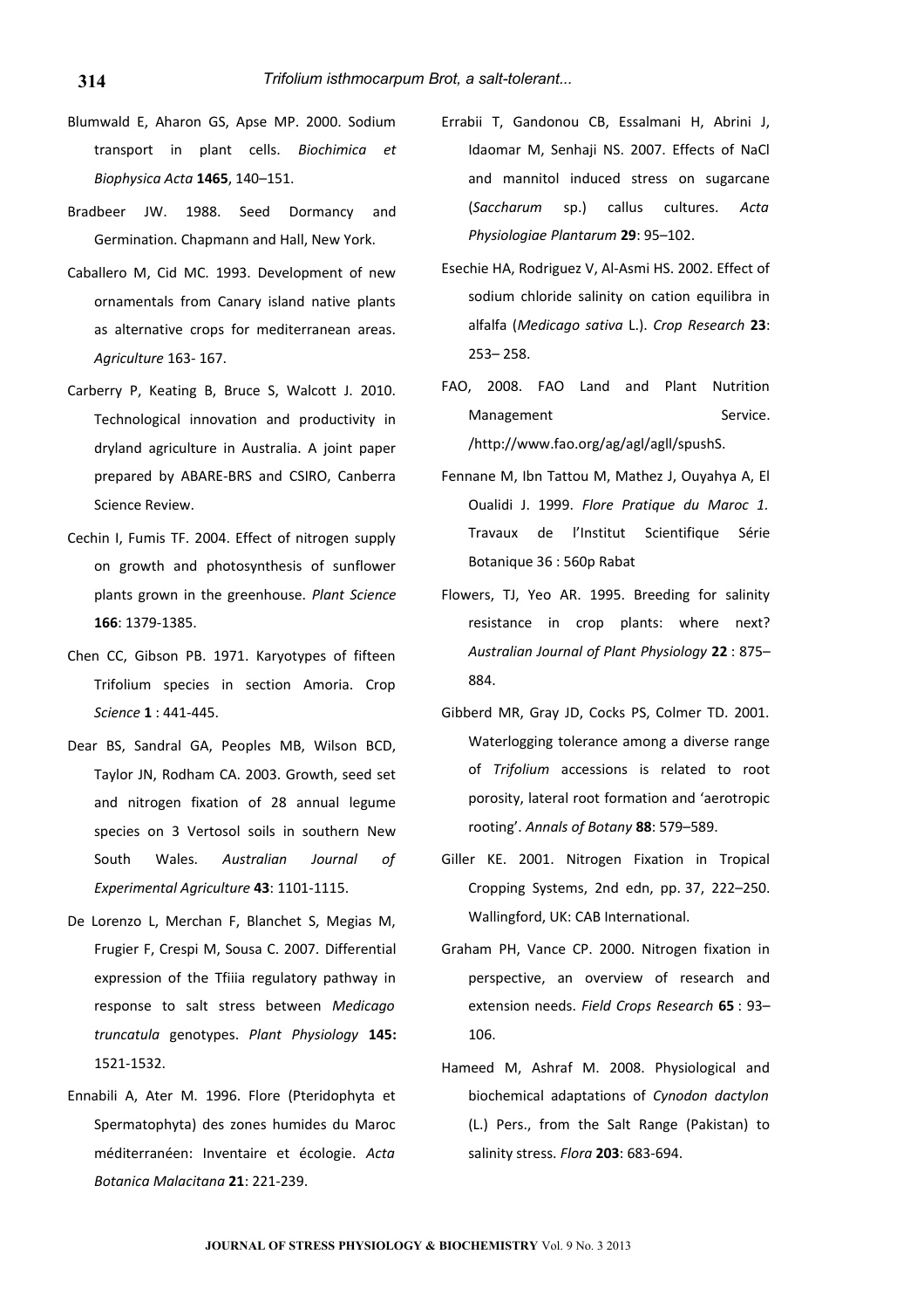Blumwald E, Aharon GS, Apse MP. 2000. Sodium transport in plant cells. *Biochimica et Biophysica Acta* **1465**, 140–151.

Bradbeer JW. 1988. Seed Dormancy and Germination. Chapmann and Hall, New York.

Caballero M, Cid MC. 1993. Development of new ornamentals from Canary island native plants as alternative crops for mediterranean areas. *Agriculture* 163- 167.

Carberry P, Keating B, Bruce S, Walcott J. 2010. Technological innovation and productivity in dryland agriculture in Australia. A joint paper prepared by ABARE-BRS and CSIRO, Canberra Science Review.

Cechin I, Fumis TF. 2004. Effect of nitrogen supply on growth and photosynthesis of sunflower plants grown in the greenhouse. *Plant Science* **166**: 1379-1385.

Chen CC, Gibson PB. 1971. Karyotypes of fifteen Trifolium species in section Amoria. Crop *Science* **1** : 441-445.

Dear BS, Sandral GA, Peoples MB, Wilson BCD, Taylor JN, Rodham CA. 2003. Growth, seed set and nitrogen fixation of 28 annual legume species on 3 Vertosol soils in southern New South Wales. *Australian Journal of Experimental Agriculture* **43**: 1101-1115.

De Lorenzo L, Merchan F, Blanchet S, Megias M, Frugier F, Crespi M, Sousa C. 2007. Differential expression of the Tfiiia regulatory pathway in response to salt stress between *Medicago truncatula* genotypes. *Plant Physiology* **145:** 1521-1532.

Ennabili A, Ater M. 1996. Flore (Pteridophyta et Spermatophyta) des zones humides du Maroc méditerranéen: Inventaire et écologie. *Acta Botanica Malacitana* **21**: 221-239.

Errabii T, Gandonou CB, Essalmani H, Abrini J, Idaomar M, Senhaji NS. 2007. Effects of NaCl and mannitol induced stress on sugarcane (*Saccharum* sp.) callus cultures. *Acta Physiologiae Plantarum* **29**: 95–102.

Esechie HA, Rodriguez V, Al-Asmi HS. 2002. Effect of sodium chloride salinity on cation equilibra in alfalfa (*Medicago sativa* L.). *Crop Research* **23**: 253– 258.

FAO, 2008. FAO Land and Plant Nutrition Management Service. /http://www.fao.org/ag/agl/agll/spushS.

Fennane M, Ibn Tattou M, Mathez J, Ouyahya A, El Oualidi J. 1999. *Flore Pratique du Maroc 1.* Travaux de l'Institut Scientifique Série Botanique 36 : 560p Rabat

Flowers, TJ, Yeo AR. 1995. Breeding for salinity resistance in crop plants: where next? *Australian Journal of Plant Physiology* **22** : 875–884.

Gibberd MR, Gray JD, Cocks PS, Colmer TD. 2001. Waterlogging tolerance among a diverse range of *Trifolium* accessions is related to root porosity, lateral root formation and 'aerotropic rooting'. *Annals of Botany* **88**: 579–589.

Giller KE. 2001. Nitrogen Fixation in Tropical Cropping Systems, 2nd edn, pp. 37, 222–250. Wallingford, UK: CAB International.

Graham PH, Vance CP. 2000. Nitrogen fixation in perspective, an overview of research and extension needs. *Field Crops Research* **65** : 93–106.

Hameed M, Ashraf M. 2008. Physiological and biochemical adaptations of *Cynodon dactylon* (L.) Pers., from the Salt Range (Pakistan) to salinity stress. *Flora* **203**: 683-694.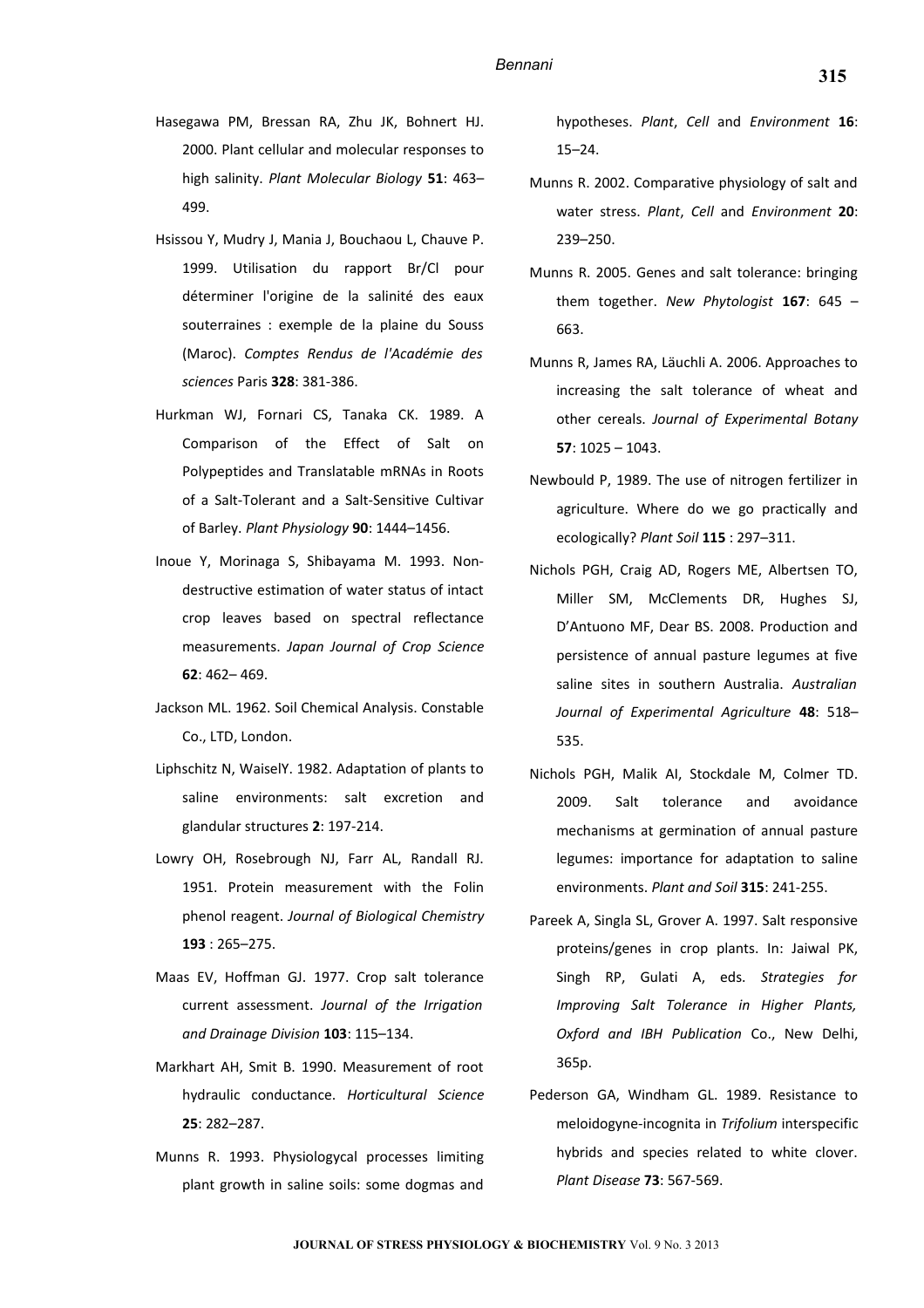Hasegawa PM, Bressan RA, Zhu JK, Bohnert HJ. 2000. Plant cellular and molecular responses to high salinity. *Plant Molecular Biology* **51**: 463–499.

Hsissou Y, Mudry J, Mania J, Bouchaou L, Chauve P. 1999. Utilisation du rapport Br/Cl pour déterminer l'origine de la salinité des eaux souterraines : exemple de la plaine du Souss (Maroc). *Comptes Rendus de l'Académie des sciences* Paris **328**: 381-386.

Hurkman WJ, Fornari CS, Tanaka CK. 1989. A Comparison of the Effect of Salt on Polypeptides and Translatable mRNAs in Roots of a Salt-Tolerant and a Salt-Sensitive Cultivar of Barley. *Plant Physiology* **90**: 1444–1456.

Inoue Y, Morinaga S, Shibayama M. 1993. Non-destructive estimation of water status of intact crop leaves based on spectral reflectance measurements. *Japan Journal of Crop Science* **62**: 462– 469.

Jackson ML. 1962. Soil Chemical Analysis. Constable Co., LTD, London.

Liphschitz N, WaiselY. 1982. Adaptation of plants to saline environments: salt excretion and glandular structures **2**: 197-214.

Lowry OH, Rosebrough NJ, Farr AL, Randall RJ. 1951. Protein measurement with the Folin phenol reagent. *Journal of Biological Chemistry* **193** : 265–275.

Maas EV, Hoffman GJ. 1977. Crop salt tolerance current assessment. *Journal of the Irrigation and Drainage Division* **103**: 115–134.

Markhart AH, Smit B. 1990. Measurement of root hydraulic conductance. *Horticultural Science* **25**: 282–287.

Munns R. 1993. Physiologycal processes limiting plant growth in saline soils: some dogmas and hypotheses. *Plant*, *Cell* and *Environment* **16**: 15–24.

Munns R. 2002. Comparative physiology of salt and water stress. *Plant*, *Cell* and *Environment* **20**: 239–250.

Munns R. 2005. Genes and salt tolerance: bringing them together. *New Phytologist* **167**: 645 – 663.

Munns R, James RA, Läuchli A. 2006. Approaches to increasing the salt tolerance of wheat and other cereals. *Journal of Experimental Botany* **57**: 1025 – 1043.

Newbould P, 1989. The use of nitrogen fertilizer in agriculture. Where do we go practically and ecologically? *Plant Soil* **115** : 297–311.

Nichols PGH, Craig AD, Rogers ME, Albertsen TO, Miller SM, McClements DR, Hughes SJ, D'Antuono MF, Dear BS. 2008. Production and persistence of annual pasture legumes at five saline sites in southern Australia. *Australian Journal of Experimental Agriculture* **48**: 518–535.

Nichols PGH, Malik AI, Stockdale M, Colmer TD. 2009. Salt tolerance and avoidance mechanisms at germination of annual pasture legumes: importance for adaptation to saline environments. *Plant and Soil* **315**: 241-255.

Pareek A, Singla SL, Grover A. 1997. Salt responsive proteins/genes in crop plants. In: Jaiwal PK, Singh RP, Gulati A, eds. *Strategies for Improving Salt Tolerance in Higher Plants, Oxford and IBH Publication* Co., New Delhi, 365p.

Pederson GA, Windham GL. 1989. Resistance to meloidogyne-incognita in *Trifolium* interspecific hybrids and species related to white clover. *Plant Disease* **73**: 567-569.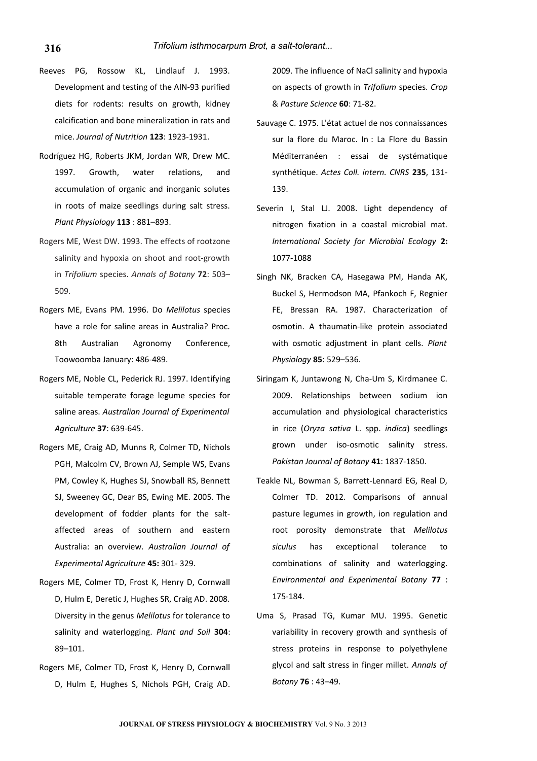Reeves PG, Rossow KL, Lindlauf J. 1993. Development and testing of the AIN-93 purified diets for rodents: results on growth, kidney calcification and bone mineralization in rats and mice. *Journal of Nutrition* **123**: 1923-1931.

Rodríguez HG, Roberts JKM, Jordan WR, Drew MC. 1997. Growth, water relations, and accumulation of organic and inorganic solutes in roots of maize seedlings during salt stress. *Plant Physiology* **113** : 881–893.

Rogers ME, West DW. 1993. The effects of rootzone salinity and hypoxia on shoot and root-growth in *Trifolium* species. *Annals of Botany* **72**: 503–509.

Rogers ME, Evans PM. 1996. Do *Melilotus* species have a role for saline areas in Australia? Proc. 8th Australian Agronomy Conference, Toowoomba January: 486-489.

Rogers ME, Noble CL, Pederick RJ. 1997. Identifying suitable temperate forage legume species for saline areas. *Australian Journal of Experimental Agriculture* **37**: 639-645.

Rogers ME, Craig AD, Munns R, Colmer TD, Nichols PGH, Malcolm CV, Brown AJ, Semple WS, Evans PM, Cowley K, Hughes SJ, Snowball RS, Bennett SJ, Sweeney GC, Dear BS, Ewing ME. 2005. The development of fodder plants for the salt-affected areas of southern and eastern Australia: an overview. *Australian Journal of Experimental Agriculture* **45:** 301- 329.

Rogers ME, Colmer TD, Frost K, Henry D, Cornwall D, Hulm E, Deretic J, Hughes SR, Craig AD. 2008. Diversity in the genus *Melilotus* for tolerance to salinity and waterlogging. *Plant and Soil* **304**: 89–101.

Rogers ME, Colmer TD, Frost K, Henry D, Cornwall D, Hulm E, Hughes S, Nichols PGH, Craig AD. 2009. The influence of NaCl salinity and hypoxia on aspects of growth in *Trifolium* species. *Crop & Pasture Science* **60**: 71-82.

Sauvage C. 1975. L'état actuel de nos connaissances sur la flore du Maroc. In : La Flore du Bassin Méditerranéen : essai de systématique synthétique. *Actes Coll. intern. CNRS* **235**, 131-139.

Severin I, Stal LJ. 2008. Light dependency of nitrogen fixation in a coastal microbial mat. *International Society for Microbial Ecology* **2:** 1077-1088

Singh NK, Bracken CA, Hasegawa PM, Handa AK, Buckel S, Hermodson MA, Pfankoch F, Regnier FE, Bressan RA. 1987. Characterization of osmotin. A thaumatin-like protein associated with osmotic adjustment in plant cells. *Plant Physiology* **85**: 529–536.

Siringam K, Juntawong N, Cha-Um S, Kirdmanee C. 2009. Relationships between sodium ion accumulation and physiological characteristics in rice (*Oryza sativa* L. spp. *indica*) seedlings grown under iso-osmotic salinity stress. *Pakistan Journal of Botany* **41**: 1837-1850.

Teakle NL, Bowman S, Barrett-Lennard EG, Real D, Colmer TD. 2012. Comparisons of annual pasture legumes in growth, ion regulation and root porosity demonstrate that *Melilotus siculus* has exceptional tolerance to combinations of salinity and waterlogging. *Environmental and Experimental Botany* **77** : 175-184.

Uma S, Prasad TG, Kumar MU. 1995. Genetic variability in recovery growth and synthesis of stress proteins in response to polyethylene glycol and salt stress in finger millet. *Annals of Botany* **76** : 43–49.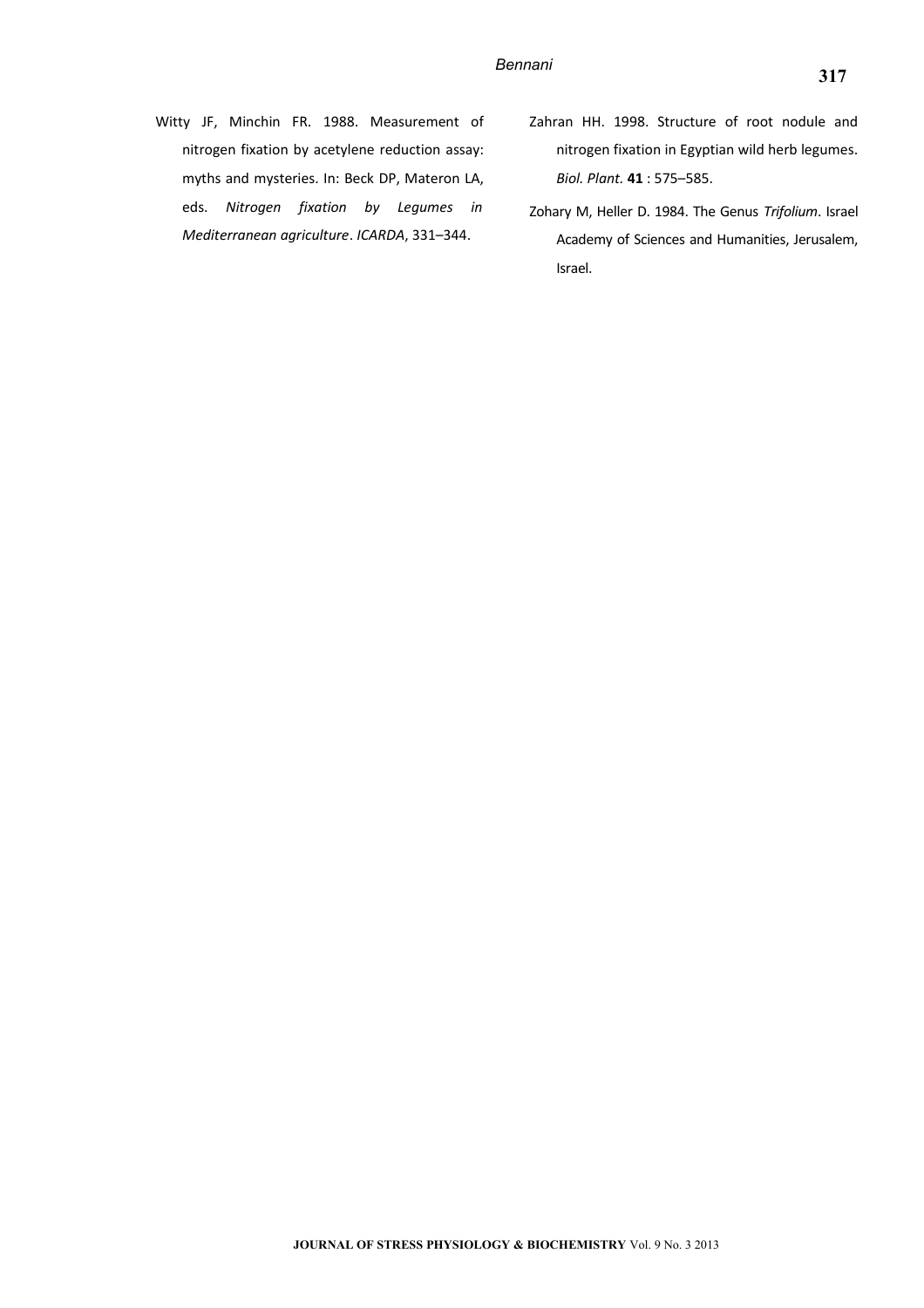Witty JF, Minchin FR. 1988. Measurement of nitrogen fixation by acetylene reduction assay: myths and mysteries. In: Beck DP, Materon LA, eds. *Nitrogen fixation by Legumes in Mediterranean agriculture*. *ICARDA*, 331–344.

Zahran HH. 1998. Structure of root nodule and nitrogen fixation in Egyptian wild herb legumes. *Biol. Plant.* **41** : 575–585.

Zohary M, Heller D. 1984. The Genus *Trifolium*. Israel Academy of Sciences and Humanities, Jerusalem, Israel.